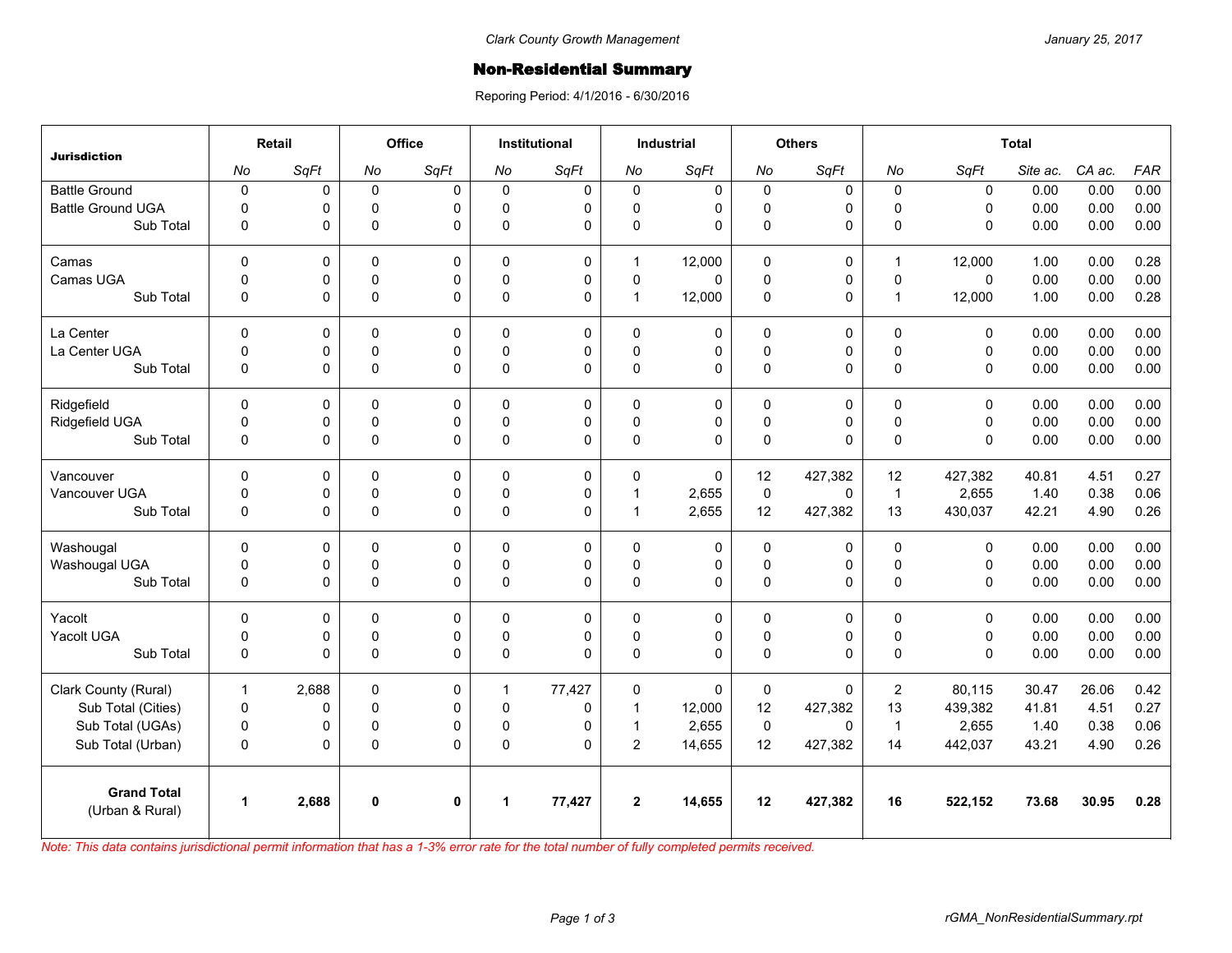Clark County Growth Management

January 25, 2017

# Non-Residential Summary

Reporing Period: 4/1/2016 - 6/30/2016

| Jurisdiction | Retail | | Office | | Institutional | | Industrial | | Others | | Total | | | | |
|---|---|---|---|---|---|---|---|---|---|---|---|---|---|---|---|
| | *No* | *SqFt* | *No* | *SqFt* | *No* | *SqFt* | *No* | *SqFt* | *No* | *SqFt* | *No* | *SqFt* | *Site ac.* | *CA ac.* | *FAR* |
| Battle Ground | 0 | 0 | 0 | 0 | 0 | 0 | 0 | 0 | 0 | 0 | 0 | 0 | 0.00 | 0.00 | 0.00 |
| Battle Ground UGA | 0 | 0 | 0 | 0 | 0 | 0 | 0 | 0 | 0 | 0 | 0 | 0 | 0.00 | 0.00 | 0.00 |
| Sub Total | 0 | 0 | 0 | 0 | 0 | 0 | 0 | 0 | 0 | 0 | 0 | 0 | 0.00 | 0.00 | 0.00 |
| Camas | 0 | 0 | 0 | 0 | 0 | 0 | 1 | 12,000 | 0 | 0 | 1 | 12,000 | 1.00 | 0.00 | 0.28 |
| Camas UGA | 0 | 0 | 0 | 0 | 0 | 0 | 0 | 0 | 0 | 0 | 0 | 0 | 0.00 | 0.00 | 0.00 |
| Sub Total | 0 | 0 | 0 | 0 | 0 | 0 | 1 | 12,000 | 0 | 0 | 1 | 12,000 | 1.00 | 0.00 | 0.28 |
| La Center | 0 | 0 | 0 | 0 | 0 | 0 | 0 | 0 | 0 | 0 | 0 | 0 | 0.00 | 0.00 | 0.00 |
| La Center UGA | 0 | 0 | 0 | 0 | 0 | 0 | 0 | 0 | 0 | 0 | 0 | 0 | 0.00 | 0.00 | 0.00 |
| Sub Total | 0 | 0 | 0 | 0 | 0 | 0 | 0 | 0 | 0 | 0 | 0 | 0 | 0.00 | 0.00 | 0.00 |
| Ridgefield | 0 | 0 | 0 | 0 | 0 | 0 | 0 | 0 | 0 | 0 | 0 | 0 | 0.00 | 0.00 | 0.00 |
| Ridgefield UGA | 0 | 0 | 0 | 0 | 0 | 0 | 0 | 0 | 0 | 0 | 0 | 0 | 0.00 | 0.00 | 0.00 |
| Sub Total | 0 | 0 | 0 | 0 | 0 | 0 | 0 | 0 | 0 | 0 | 0 | 0 | 0.00 | 0.00 | 0.00 |
| Vancouver | 0 | 0 | 0 | 0 | 0 | 0 | 0 | 0 | 12 | 427,382 | 12 | 427,382 | 40.81 | 4.51 | 0.27 |
| Vancouver UGA | 0 | 0 | 0 | 0 | 0 | 0 | 1 | 2,655 | 0 | 0 | 1 | 2,655 | 1.40 | 0.38 | 0.06 |
| Sub Total | 0 | 0 | 0 | 0 | 0 | 0 | 1 | 2,655 | 12 | 427,382 | 13 | 430,037 | 42.21 | 4.90 | 0.26 |
| Washougal | 0 | 0 | 0 | 0 | 0 | 0 | 0 | 0 | 0 | 0 | 0 | 0 | 0.00 | 0.00 | 0.00 |
| Washougal UGA | 0 | 0 | 0 | 0 | 0 | 0 | 0 | 0 | 0 | 0 | 0 | 0 | 0.00 | 0.00 | 0.00 |
| Sub Total | 0 | 0 | 0 | 0 | 0 | 0 | 0 | 0 | 0 | 0 | 0 | 0 | 0.00 | 0.00 | 0.00 |
| Yacolt | 0 | 0 | 0 | 0 | 0 | 0 | 0 | 0 | 0 | 0 | 0 | 0 | 0.00 | 0.00 | 0.00 |
| Yacolt UGA | 0 | 0 | 0 | 0 | 0 | 0 | 0 | 0 | 0 | 0 | 0 | 0 | 0.00 | 0.00 | 0.00 |
| Sub Total | 0 | 0 | 0 | 0 | 0 | 0 | 0 | 0 | 0 | 0 | 0 | 0 | 0.00 | 0.00 | 0.00 |
| Clark County (Rural) | 1 | 2,688 | 0 | 0 | 1 | 77,427 | 0 | 0 | 0 | 0 | 2 | 80,115 | 30.47 | 26.06 | 0.42 |
| Sub Total (Cities) | 0 | 0 | 0 | 0 | 0 | 0 | 1 | 12,000 | 12 | 427,382 | 13 | 439,382 | 41.81 | 4.51 | 0.27 |
| Sub Total (UGAs) | 0 | 0 | 0 | 0 | 0 | 0 | 1 | 2,655 | 0 | 0 | 1 | 2,655 | 1.40 | 0.38 | 0.06 |
| Sub Total (Urban) | 0 | 0 | 0 | 0 | 0 | 0 | 2 | 14,655 | 12 | 427,382 | 14 | 442,037 | 43.21 | 4.90 | 0.26 |
| **Grand Total** (Urban & Rural) | **1** | **2,688** | **0** | **0** | **1** | **77,427** | **2** | **14,655** | **12** | **427,382** | **16** | **522,152** | **73.68** | **30.95** | **0.28** |

*Note: This data contains jurisdictional permit information that has a 1-3% error rate for the total number of fully completed permits received.*

rGMA_NonResidentialSummary.rpt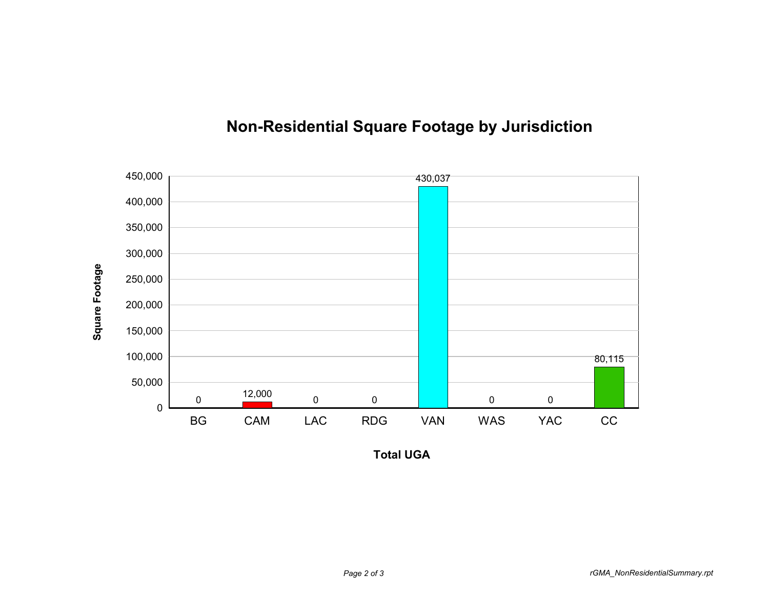# Non-Residential Square Footage by Jurisdiction

| Total UGA | Square Footage |
|---|---|
| BG | 0 |
| CAM | 12,000 |
| LAC | 0 |
| RDG | 0 |
| VAN | 430,037 |
| WAS | 0 |
| YAC | 0 |
| CC | 80,115 |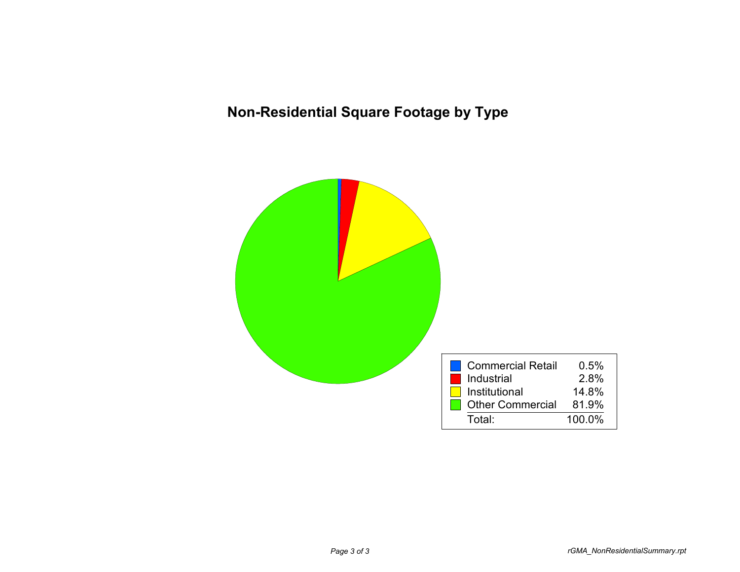## Non-Residential Square Footage by Type

Commercial Retail 0.5%
Industrial 2.8%
Institutional 14.8%
Other Commercial 81.9%
Total: 100.0%

*rGMA_NonResidentialSummary.rpt*